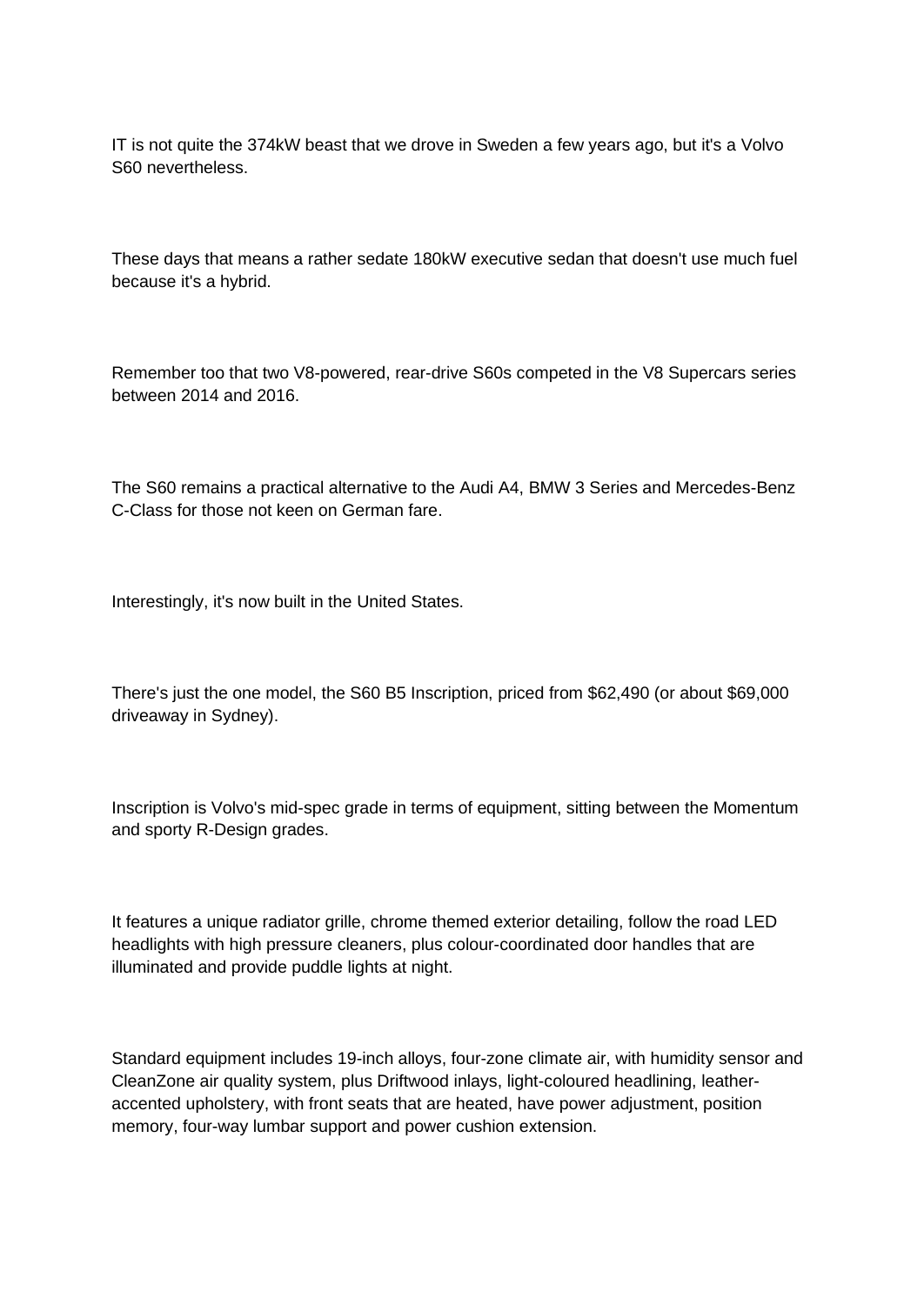IT is not quite the 374kW beast that we drove in Sweden a few years ago, but it's a Volvo S60 nevertheless.

These days that means a rather sedate 180kW executive sedan that doesn't use much fuel because it's a hybrid.

Remember too that two V8-powered, rear-drive S60s competed in the V8 Supercars series between 2014 and 2016.

The S60 remains a practical alternative to the Audi A4, BMW 3 Series and Mercedes-Benz C-Class for those not keen on German fare.

Interestingly, it's now built in the United States.

There's just the one model, the S60 B5 Inscription, priced from $62,490 (or about $69,000 driveaway in Sydney).

Inscription is Volvo's mid-spec grade in terms of equipment, sitting between the Momentum and sporty R-Design grades.

It features a unique radiator grille, chrome themed exterior detailing, follow the road LED headlights with high pressure cleaners, plus colour-coordinated door handles that are illuminated and provide puddle lights at night.

Standard equipment includes 19-inch alloys, four-zone climate air, with humidity sensor and CleanZone air quality system, plus Driftwood inlays, light-coloured headlining, leather-accented upholstery, with front seats that are heated, have power adjustment, position memory, four-way lumbar support and power cushion extension.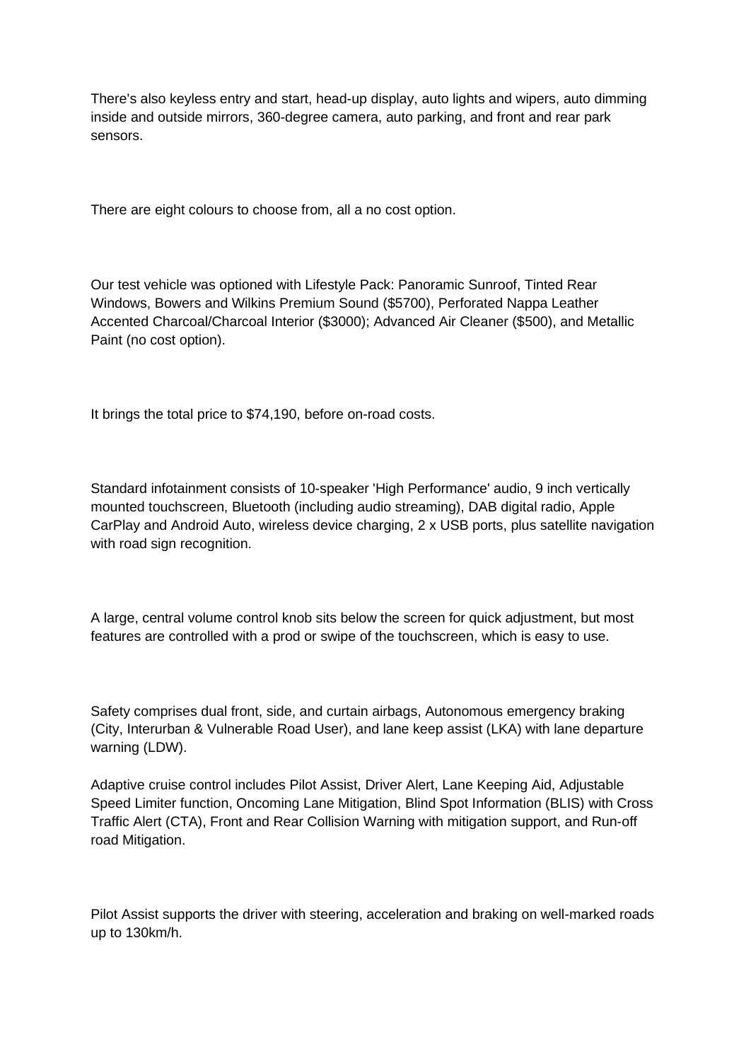There's also keyless entry and start, head-up display, auto lights and wipers, auto dimming inside and outside mirrors, 360-degree camera, auto parking, and front and rear park sensors.

There are eight colours to choose from, all a no cost option.

Our test vehicle was optioned with Lifestyle Pack: Panoramic Sunroof, Tinted Rear Windows, Bowers and Wilkins Premium Sound ($5700), Perforated Nappa Leather Accented Charcoal/Charcoal Interior ($3000); Advanced Air Cleaner ($500), and Metallic Paint (no cost option).

It brings the total price to $74,190, before on-road costs.

Standard infotainment consists of 10-speaker 'High Performance' audio, 9 inch vertically mounted touchscreen, Bluetooth (including audio streaming), DAB digital radio, Apple CarPlay and Android Auto, wireless device charging, 2 x USB ports, plus satellite navigation with road sign recognition.

A large, central volume control knob sits below the screen for quick adjustment, but most features are controlled with a prod or swipe of the touchscreen, which is easy to use.

Safety comprises dual front, side, and curtain airbags, Autonomous emergency braking (City, Interurban & Vulnerable Road User), and lane keep assist (LKA) with lane departure warning (LDW).

Adaptive cruise control includes Pilot Assist, Driver Alert, Lane Keeping Aid, Adjustable Speed Limiter function, Oncoming Lane Mitigation, Blind Spot Information (BLIS) with Cross Traffic Alert (CTA), Front and Rear Collision Warning with mitigation support, and Run-off road Mitigation.

Pilot Assist supports the driver with steering, acceleration and braking on well-marked roads up to 130km/h.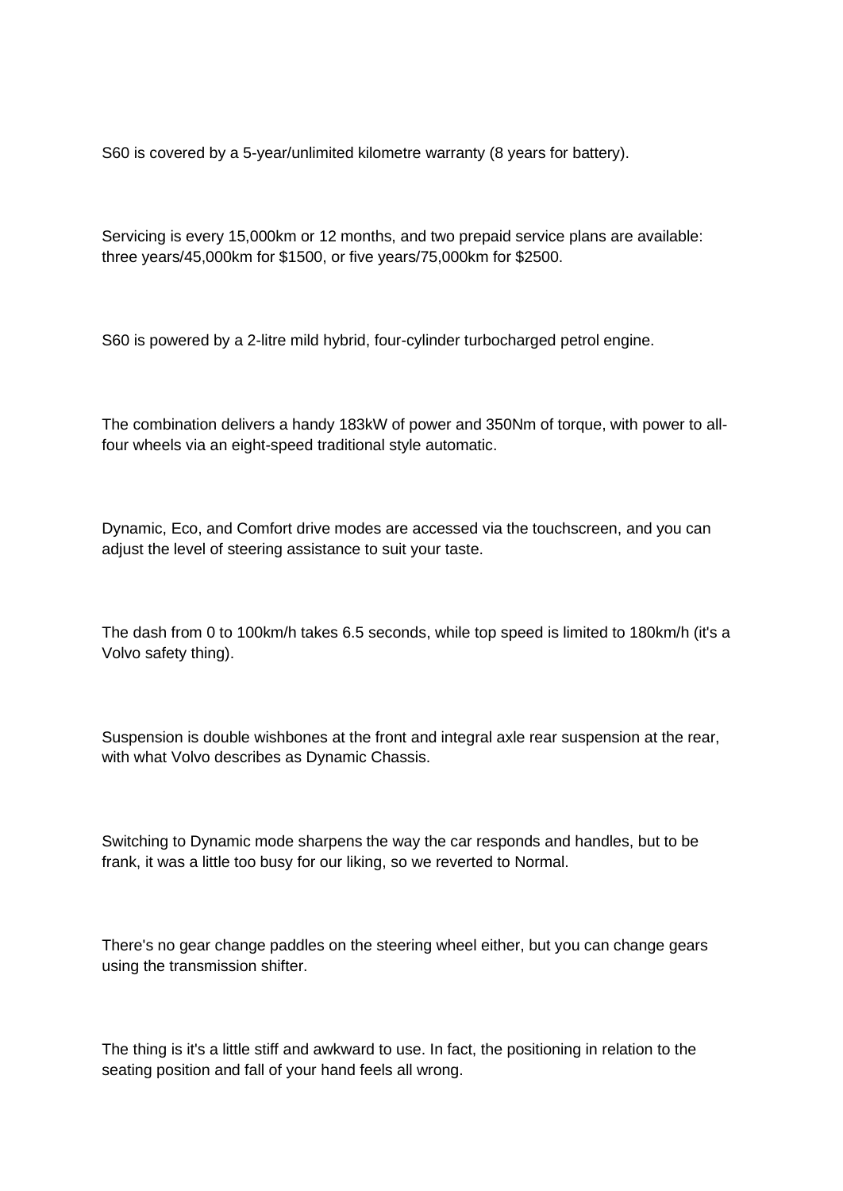S60 is covered by a 5-year/unlimited kilometre warranty (8 years for battery).

Servicing is every 15,000km or 12 months, and two prepaid service plans are available: three years/45,000km for $1500, or five years/75,000km for $2500.

S60 is powered by a 2-litre mild hybrid, four-cylinder turbocharged petrol engine.

The combination delivers a handy 183kW of power and 350Nm of torque, with power to all-four wheels via an eight-speed traditional style automatic.

Dynamic, Eco, and Comfort drive modes are accessed via the touchscreen, and you can adjust the level of steering assistance to suit your taste.

The dash from 0 to 100km/h takes 6.5 seconds, while top speed is limited to 180km/h (it's a Volvo safety thing).

Suspension is double wishbones at the front and integral axle rear suspension at the rear, with what Volvo describes as Dynamic Chassis.

Switching to Dynamic mode sharpens the way the car responds and handles, but to be frank, it was a little too busy for our liking, so we reverted to Normal.

There's no gear change paddles on the steering wheel either, but you can change gears using the transmission shifter.

The thing is it's a little stiff and awkward to use. In fact, the positioning in relation to the seating position and fall of your hand feels all wrong.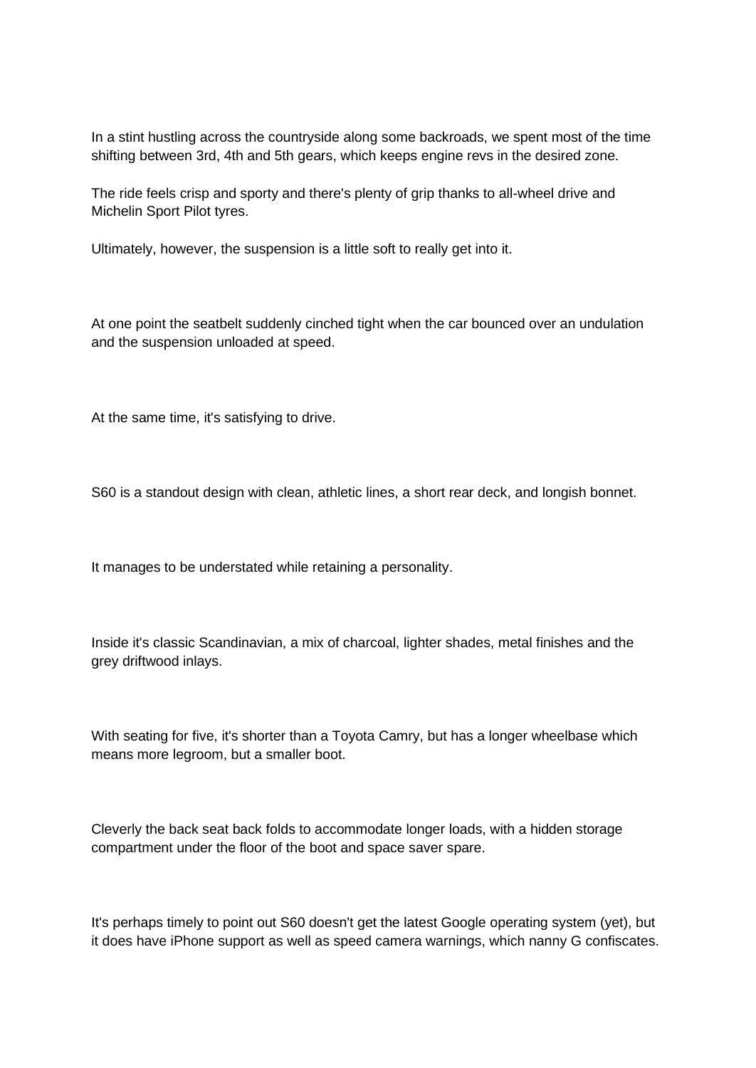In a stint hustling across the countryside along some backroads, we spent most of the time shifting between 3rd, 4th and 5th gears, which keeps engine revs in the desired zone.

The ride feels crisp and sporty and there's plenty of grip thanks to all-wheel drive and Michelin Sport Pilot tyres.

Ultimately, however, the suspension is a little soft to really get into it.

At one point the seatbelt suddenly cinched tight when the car bounced over an undulation and the suspension unloaded at speed.

At the same time, it's satisfying to drive.

S60 is a standout design with clean, athletic lines, a short rear deck, and longish bonnet.

It manages to be understated while retaining a personality.

Inside it's classic Scandinavian, a mix of charcoal, lighter shades, metal finishes and the grey driftwood inlays.

With seating for five, it's shorter than a Toyota Camry, but has a longer wheelbase which means more legroom, but a smaller boot.

Cleverly the back seat back folds to accommodate longer loads, with a hidden storage compartment under the floor of the boot and space saver spare.

It's perhaps timely to point out S60 doesn't get the latest Google operating system (yet), but it does have iPhone support as well as speed camera warnings, which nanny G confiscates.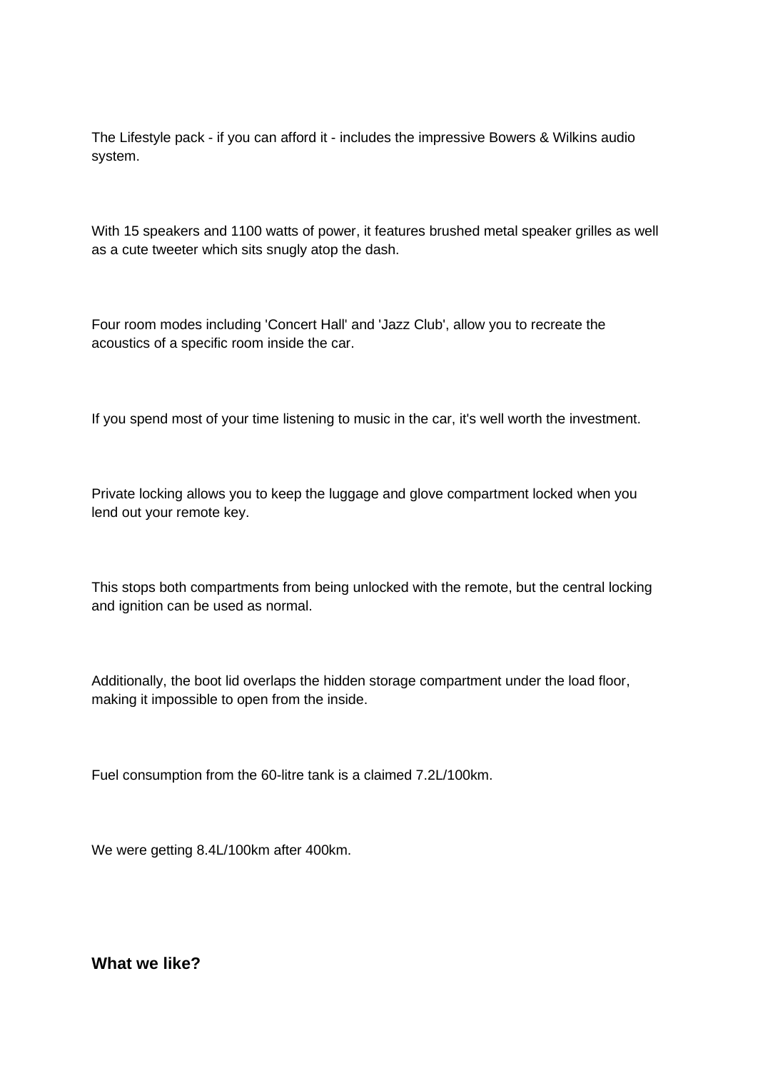The Lifestyle pack - if you can afford it - includes the impressive Bowers & Wilkins audio system.

With 15 speakers and 1100 watts of power, it features brushed metal speaker grilles as well as a cute tweeter which sits snugly atop the dash.

Four room modes including 'Concert Hall' and 'Jazz Club', allow you to recreate the acoustics of a specific room inside the car.

If you spend most of your time listening to music in the car, it's well worth the investment.

Private locking allows you to keep the luggage and glove compartment locked when you lend out your remote key.

This stops both compartments from being unlocked with the remote, but the central locking and ignition can be used as normal.

Additionally, the boot lid overlaps the hidden storage compartment under the load floor, making it impossible to open from the inside.

Fuel consumption from the 60-litre tank is a claimed 7.2L/100km.

We were getting 8.4L/100km after 400km.

### What we like?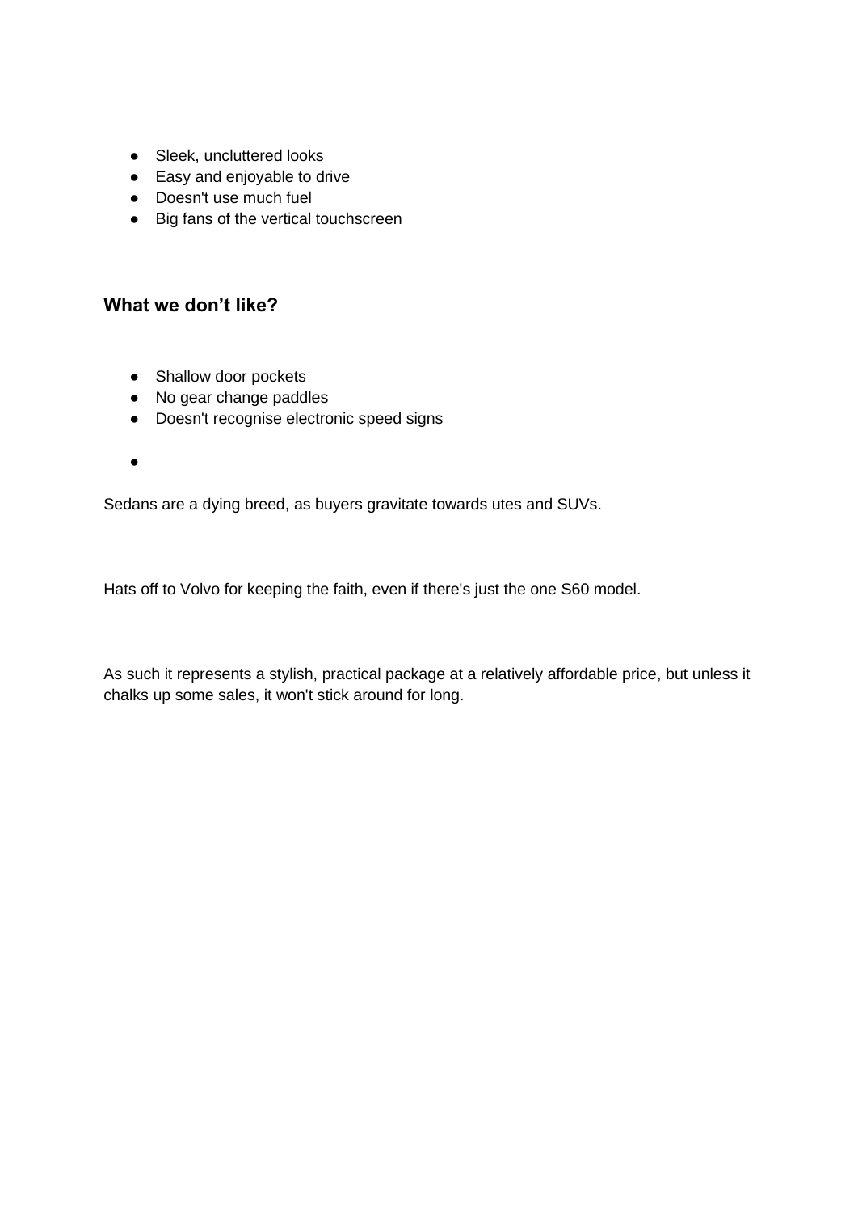- Sleek, uncluttered looks
- Easy and enjoyable to drive
- Doesn't use much fuel
- Big fans of the vertical touchscreen

### What we don't like?

- Shallow door pockets
- No gear change paddles
- Doesn't recognise electronic speed signs

Sedans are a dying breed, as buyers gravitate towards utes and SUVs.

Hats off to Volvo for keeping the faith, even if there's just the one S60 model.

As such it represents a stylish, practical package at a relatively affordable price, but unless it chalks up some sales, it won't stick around for long.